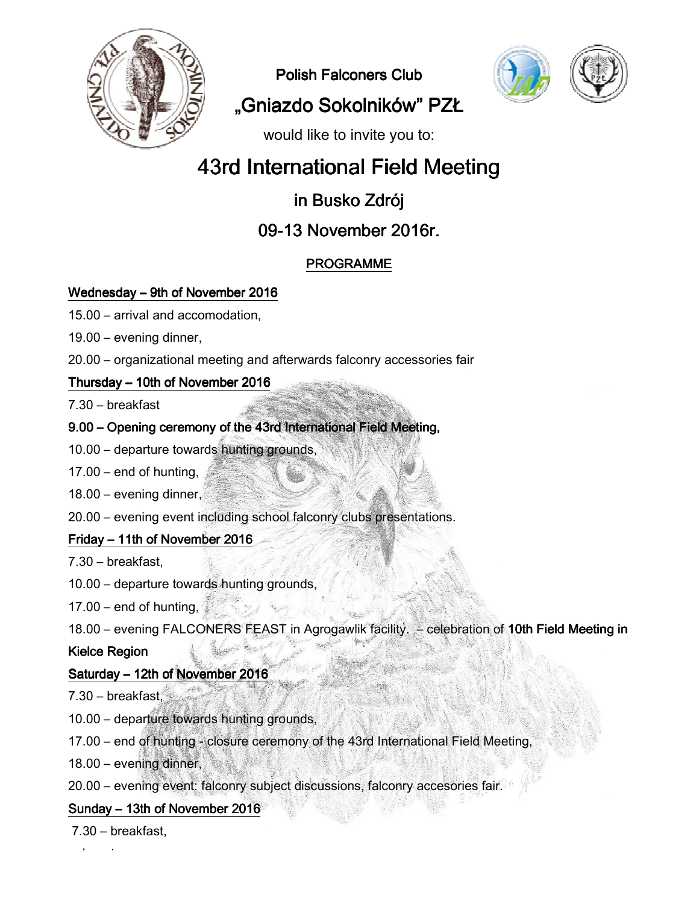Polish Falconers Club

„Gniazdo Sokolników" PZŁ

would like to invite you to:

# 43rd International Field Meeting

## in Busko Zdrój

## 09-13 November 2016r.

### PROGRAMME

**Wednesday – 9th of November 2016**

15.00 – arrival and accomodation,

19.00 – evening dinner,

20.00 – organizational meeting and afterwards falconry accessories fair

**Thursday – 10th of November 2016**

7.30 – breakfast

**9.00 – Opening ceremony of the 43rd International Field Meeting,**

10.00 – departure towards hunting grounds,

17.00 – end of hunting,

18.00 – evening dinner,

20.00 – evening event including school falconry clubs presentations.

**Friday – 11th of November 2016**

7.30 – breakfast,

10.00 – departure towards hunting grounds,

17.00 – end of hunting,

18.00 – evening FALCONERS FEAST in Agrogawlik facility. – celebration of **10th Field Meeting in Kielce Region**

**Saturday – 12th of November 2016**

7.30 – breakfast,

10.00 – departure towards hunting grounds,

17.00 – end of hunting - closure ceremony of the 43rd International Field Meeting,

18.00 – evening dinner,

20.00 – evening event: falconry subject discussions, falconry accesories fair.

**Sunday – 13th of November 2016**

7.30 – breakfast,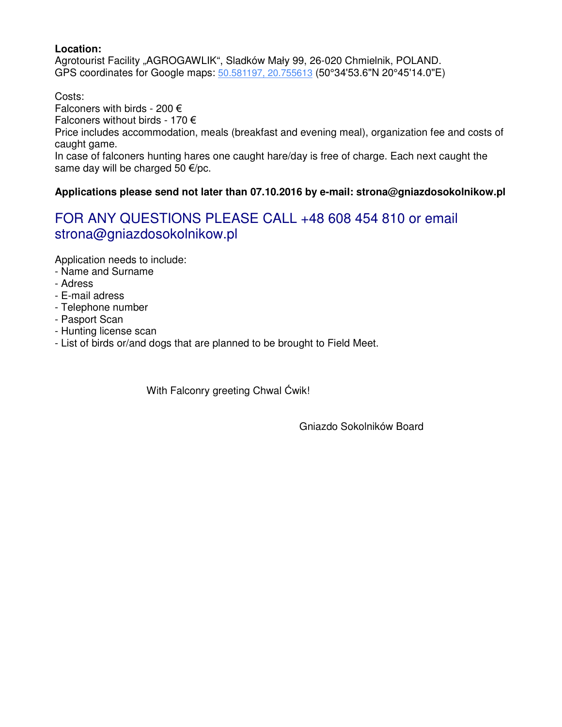**Location:**
Agrotourist Facility „AGROGAWLIK", Sladków Mały 99, 26-020 Chmielnik, POLAND.
GPS coordinates for Google maps: [50.581197, 20.755613] (50°34'53.6"N 20°45'14.0"E)

Costs:
Falconers with birds - 200 €
Falconers without birds - 170 €
Price includes accommodation, meals (breakfast and evening meal), organization fee and costs of caught game.
In case of falconers hunting hares one caught hare/day is free of charge. Each next caught the same day will be charged 50 €/pc.

**Applications please send not later than 07.10.2016 by e-mail: strona@gniazdosokolnikow.pl**

FOR ANY QUESTIONS PLEASE CALL +48 608 454 810 or email strona@gniazdosokolnikow.pl

Application needs to include:
- Name and Surname
- Adress
- E-mail adress
- Telephone number
- Pasport Scan
- Hunting license scan
- List of birds or/and dogs that are planned to be brought to Field Meet.

With Falconry greeting Chwal Ćwik!

Gniazdo Sokolników Board